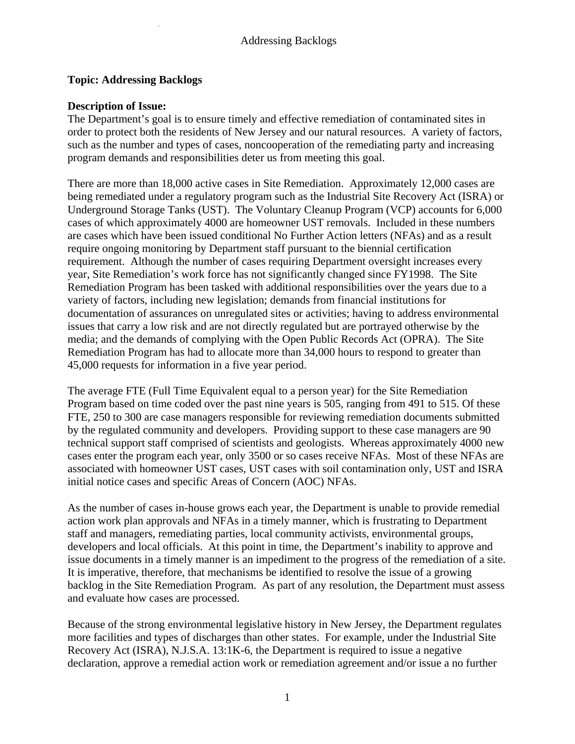**Topic: Addressing Backlogs**

**Description of Issue:**

The Department's goal is to ensure timely and effective remediation of contaminated sites in order to protect both the residents of New Jersey and our natural resources. A variety of factors, such as the number and types of cases, noncooperation of the remediating party and increasing program demands and responsibilities deter us from meeting this goal.

There are more than 18,000 active cases in Site Remediation. Approximately 12,000 cases are being remediated under a regulatory program such as the Industrial Site Recovery Act (ISRA) or Underground Storage Tanks (UST). The Voluntary Cleanup Program (VCP) accounts for 6,000 cases of which approximately 4000 are homeowner UST removals. Included in these numbers are cases which have been issued conditional No Further Action letters (NFAs) and as a result require ongoing monitoring by Department staff pursuant to the biennial certification requirement. Although the number of cases requiring Department oversight increases every year, Site Remediation's work force has not significantly changed since FY1998. The Site Remediation Program has been tasked with additional responsibilities over the years due to a variety of factors, including new legislation; demands from financial institutions for documentation of assurances on unregulated sites or activities; having to address environmental issues that carry a low risk and are not directly regulated but are portrayed otherwise by the media; and the demands of complying with the Open Public Records Act (OPRA). The Site Remediation Program has had to allocate more than 34,000 hours to respond to greater than 45,000 requests for information in a five year period.

The average FTE (Full Time Equivalent equal to a person year) for the Site Remediation Program based on time coded over the past nine years is 505, ranging from 491 to 515. Of these FTE, 250 to 300 are case managers responsible for reviewing remediation documents submitted by the regulated community and developers. Providing support to these case managers are 90 technical support staff comprised of scientists and geologists. Whereas approximately 4000 new cases enter the program each year, only 3500 or so cases receive NFAs. Most of these NFAs are associated with homeowner UST cases, UST cases with soil contamination only, UST and ISRA initial notice cases and specific Areas of Concern (AOC) NFAs.

As the number of cases in-house grows each year, the Department is unable to provide remedial action work plan approvals and NFAs in a timely manner, which is frustrating to Department staff and managers, remediating parties, local community activists, environmental groups, developers and local officials. At this point in time, the Department's inability to approve and issue documents in a timely manner is an impediment to the progress of the remediation of a site. It is imperative, therefore, that mechanisms be identified to resolve the issue of a growing backlog in the Site Remediation Program. As part of any resolution, the Department must assess and evaluate how cases are processed.

Because of the strong environmental legislative history in New Jersey, the Department regulates more facilities and types of discharges than other states. For example, under the Industrial Site Recovery Act (ISRA), N.J.S.A. 13:1K-6, the Department is required to issue a negative declaration, approve a remedial action work or remediation agreement and/or issue a no further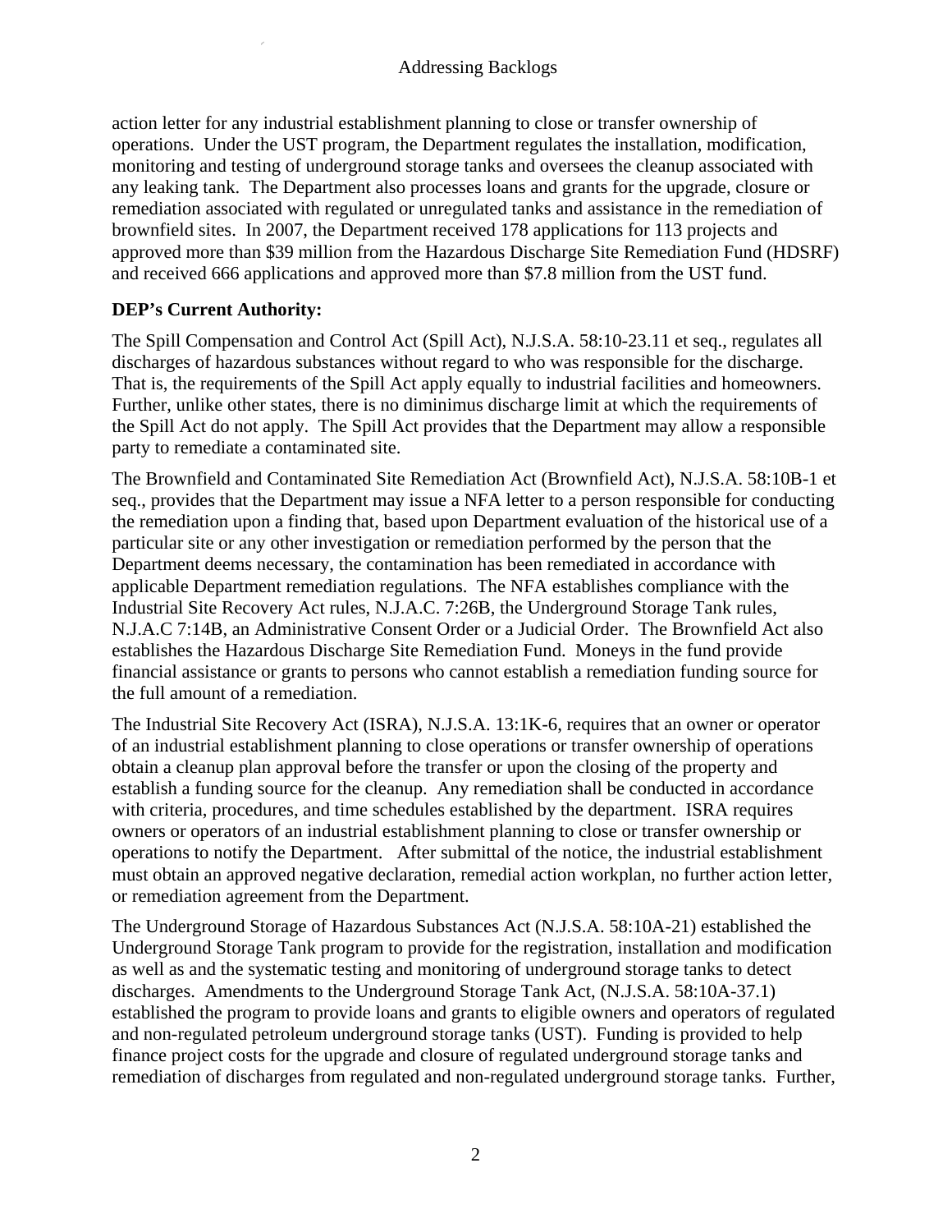action letter for any industrial establishment planning to close or transfer ownership of operations. Under the UST program, the Department regulates the installation, modification, monitoring and testing of underground storage tanks and oversees the cleanup associated with any leaking tank. The Department also processes loans and grants for the upgrade, closure or remediation associated with regulated or unregulated tanks and assistance in the remediation of brownfield sites. In 2007, the Department received 178 applications for 113 projects and approved more than $39 million from the Hazardous Discharge Site Remediation Fund (HDSRF) and received 666 applications and approved more than $7.8 million from the UST fund.

**DEP's Current Authority:**

The Spill Compensation and Control Act (Spill Act), N.J.S.A. 58:10-23.11 et seq., regulates all discharges of hazardous substances without regard to who was responsible for the discharge. That is, the requirements of the Spill Act apply equally to industrial facilities and homeowners. Further, unlike other states, there is no diminimus discharge limit at which the requirements of the Spill Act do not apply. The Spill Act provides that the Department may allow a responsible party to remediate a contaminated site.

The Brownfield and Contaminated Site Remediation Act (Brownfield Act), N.J.S.A. 58:10B-1 et seq., provides that the Department may issue a NFA letter to a person responsible for conducting the remediation upon a finding that, based upon Department evaluation of the historical use of a particular site or any other investigation or remediation performed by the person that the Department deems necessary, the contamination has been remediated in accordance with applicable Department remediation regulations. The NFA establishes compliance with the Industrial Site Recovery Act rules, N.J.A.C. 7:26B, the Underground Storage Tank rules, N.J.A.C 7:14B, an Administrative Consent Order or a Judicial Order. The Brownfield Act also establishes the Hazardous Discharge Site Remediation Fund. Moneys in the fund provide financial assistance or grants to persons who cannot establish a remediation funding source for the full amount of a remediation.

The Industrial Site Recovery Act (ISRA), N.J.S.A. 13:1K-6, requires that an owner or operator of an industrial establishment planning to close operations or transfer ownership of operations obtain a cleanup plan approval before the transfer or upon the closing of the property and establish a funding source for the cleanup. Any remediation shall be conducted in accordance with criteria, procedures, and time schedules established by the department. ISRA requires owners or operators of an industrial establishment planning to close or transfer ownership or operations to notify the Department. After submittal of the notice, the industrial establishment must obtain an approved negative declaration, remedial action workplan, no further action letter, or remediation agreement from the Department.

The Underground Storage of Hazardous Substances Act (N.J.S.A. 58:10A-21) established the Underground Storage Tank program to provide for the registration, installation and modification as well as and the systematic testing and monitoring of underground storage tanks to detect discharges. Amendments to the Underground Storage Tank Act, (N.J.S.A. 58:10A-37.1) established the program to provide loans and grants to eligible owners and operators of regulated and non-regulated petroleum underground storage tanks (UST). Funding is provided to help finance project costs for the upgrade and closure of regulated underground storage tanks and remediation of discharges from regulated and non-regulated underground storage tanks. Further,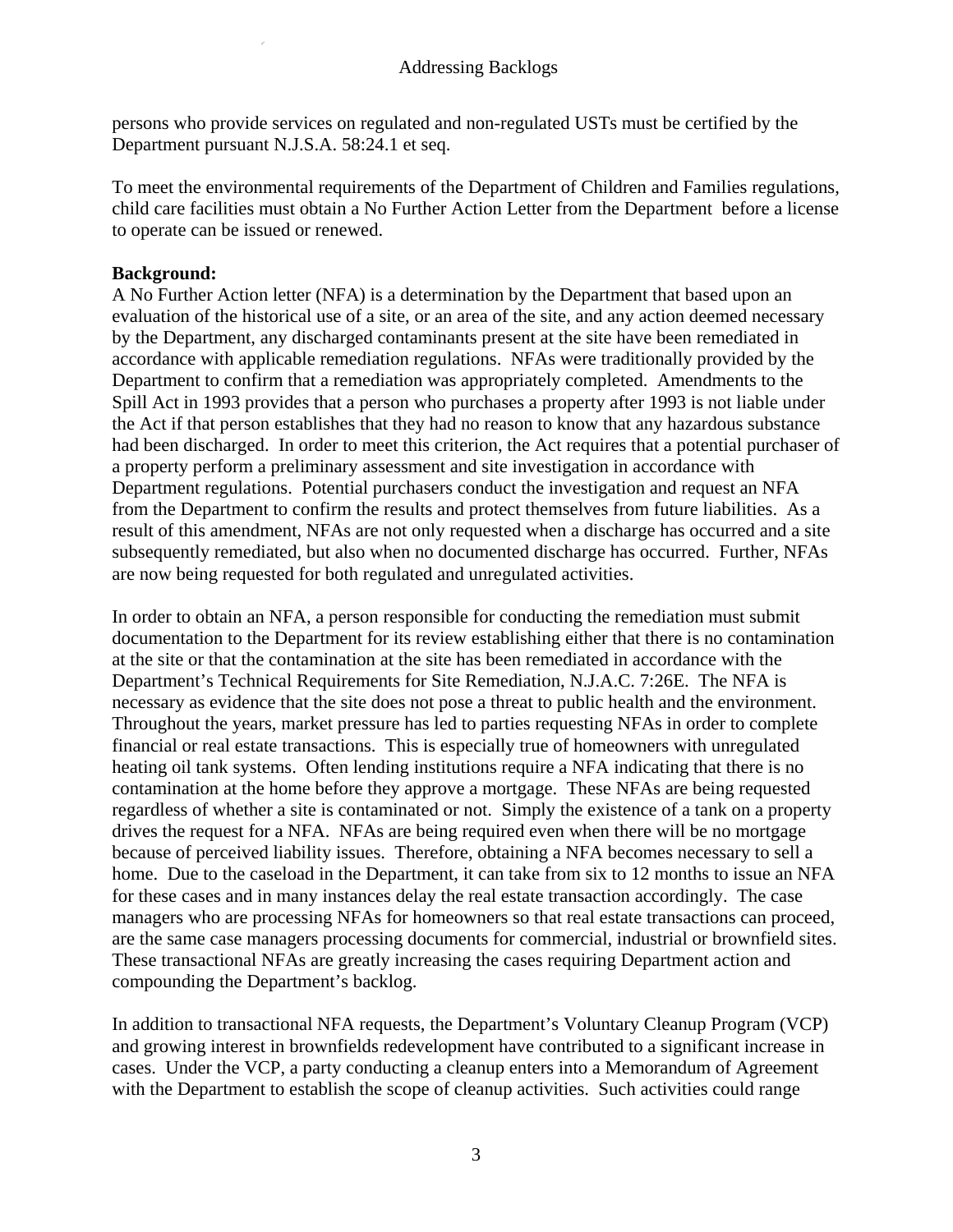persons who provide services on regulated and non-regulated USTs must be certified by the Department pursuant N.J.S.A. 58:24.1 et seq.

To meet the environmental requirements of the Department of Children and Families regulations, child care facilities must obtain a No Further Action Letter from the Department before a license to operate can be issued or renewed.

**Background:**
A No Further Action letter (NFA) is a determination by the Department that based upon an evaluation of the historical use of a site, or an area of the site, and any action deemed necessary by the Department, any discharged contaminants present at the site have been remediated in accordance with applicable remediation regulations. NFAs were traditionally provided by the Department to confirm that a remediation was appropriately completed. Amendments to the Spill Act in 1993 provides that a person who purchases a property after 1993 is not liable under the Act if that person establishes that they had no reason to know that any hazardous substance had been discharged. In order to meet this criterion, the Act requires that a potential purchaser of a property perform a preliminary assessment and site investigation in accordance with Department regulations. Potential purchasers conduct the investigation and request an NFA from the Department to confirm the results and protect themselves from future liabilities. As a result of this amendment, NFAs are not only requested when a discharge has occurred and a site subsequently remediated, but also when no documented discharge has occurred. Further, NFAs are now being requested for both regulated and unregulated activities.

In order to obtain an NFA, a person responsible for conducting the remediation must submit documentation to the Department for its review establishing either that there is no contamination at the site or that the contamination at the site has been remediated in accordance with the Department's Technical Requirements for Site Remediation, N.J.A.C. 7:26E. The NFA is necessary as evidence that the site does not pose a threat to public health and the environment. Throughout the years, market pressure has led to parties requesting NFAs in order to complete financial or real estate transactions. This is especially true of homeowners with unregulated heating oil tank systems. Often lending institutions require a NFA indicating that there is no contamination at the home before they approve a mortgage. These NFAs are being requested regardless of whether a site is contaminated or not. Simply the existence of a tank on a property drives the request for a NFA. NFAs are being required even when there will be no mortgage because of perceived liability issues. Therefore, obtaining a NFA becomes necessary to sell a home. Due to the caseload in the Department, it can take from six to 12 months to issue an NFA for these cases and in many instances delay the real estate transaction accordingly. The case managers who are processing NFAs for homeowners so that real estate transactions can proceed, are the same case managers processing documents for commercial, industrial or brownfield sites. These transactional NFAs are greatly increasing the cases requiring Department action and compounding the Department's backlog.

In addition to transactional NFA requests, the Department's Voluntary Cleanup Program (VCP) and growing interest in brownfields redevelopment have contributed to a significant increase in cases. Under the VCP, a party conducting a cleanup enters into a Memorandum of Agreement with the Department to establish the scope of cleanup activities. Such activities could range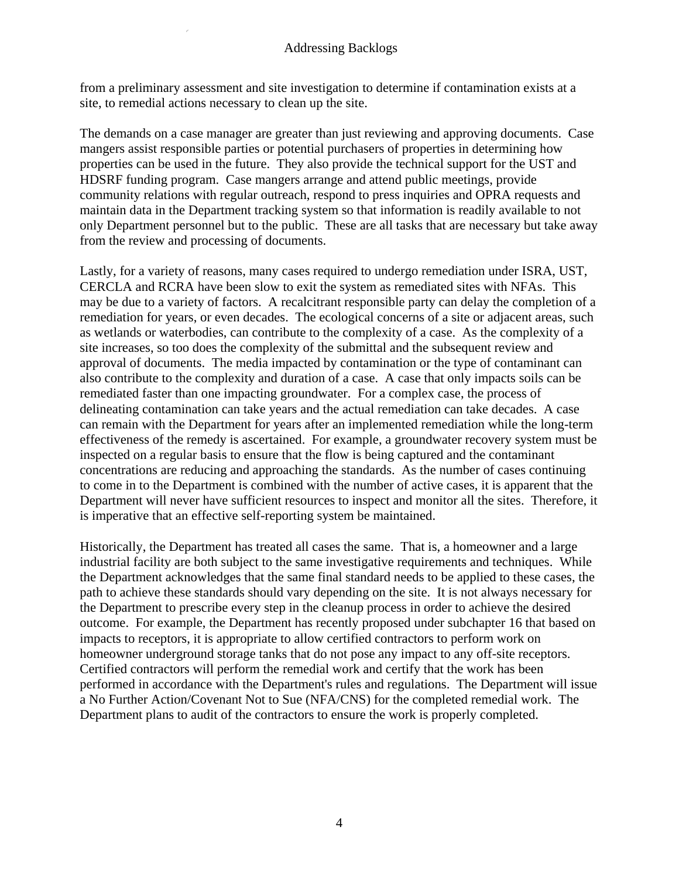from a preliminary assessment and site investigation to determine if contamination exists at a site, to remedial actions necessary to clean up the site.

The demands on a case manager are greater than just reviewing and approving documents. Case mangers assist responsible parties or potential purchasers of properties in determining how properties can be used in the future. They also provide the technical support for the UST and HDSRF funding program. Case mangers arrange and attend public meetings, provide community relations with regular outreach, respond to press inquiries and OPRA requests and maintain data in the Department tracking system so that information is readily available to not only Department personnel but to the public. These are all tasks that are necessary but take away from the review and processing of documents.

Lastly, for a variety of reasons, many cases required to undergo remediation under ISRA, UST, CERCLA and RCRA have been slow to exit the system as remediated sites with NFAs. This may be due to a variety of factors. A recalcitrant responsible party can delay the completion of a remediation for years, or even decades. The ecological concerns of a site or adjacent areas, such as wetlands or waterbodies, can contribute to the complexity of a case. As the complexity of a site increases, so too does the complexity of the submittal and the subsequent review and approval of documents. The media impacted by contamination or the type of contaminant can also contribute to the complexity and duration of a case. A case that only impacts soils can be remediated faster than one impacting groundwater. For a complex case, the process of delineating contamination can take years and the actual remediation can take decades. A case can remain with the Department for years after an implemented remediation while the long-term effectiveness of the remedy is ascertained. For example, a groundwater recovery system must be inspected on a regular basis to ensure that the flow is being captured and the contaminant concentrations are reducing and approaching the standards. As the number of cases continuing to come in to the Department is combined with the number of active cases, it is apparent that the Department will never have sufficient resources to inspect and monitor all the sites. Therefore, it is imperative that an effective self-reporting system be maintained.

Historically, the Department has treated all cases the same. That is, a homeowner and a large industrial facility are both subject to the same investigative requirements and techniques. While the Department acknowledges that the same final standard needs to be applied to these cases, the path to achieve these standards should vary depending on the site. It is not always necessary for the Department to prescribe every step in the cleanup process in order to achieve the desired outcome. For example, the Department has recently proposed under subchapter 16 that based on impacts to receptors, it is appropriate to allow certified contractors to perform work on homeowner underground storage tanks that do not pose any impact to any off-site receptors. Certified contractors will perform the remedial work and certify that the work has been performed in accordance with the Department's rules and regulations. The Department will issue a No Further Action/Covenant Not to Sue (NFA/CNS) for the completed remedial work. The Department plans to audit of the contractors to ensure the work is properly completed.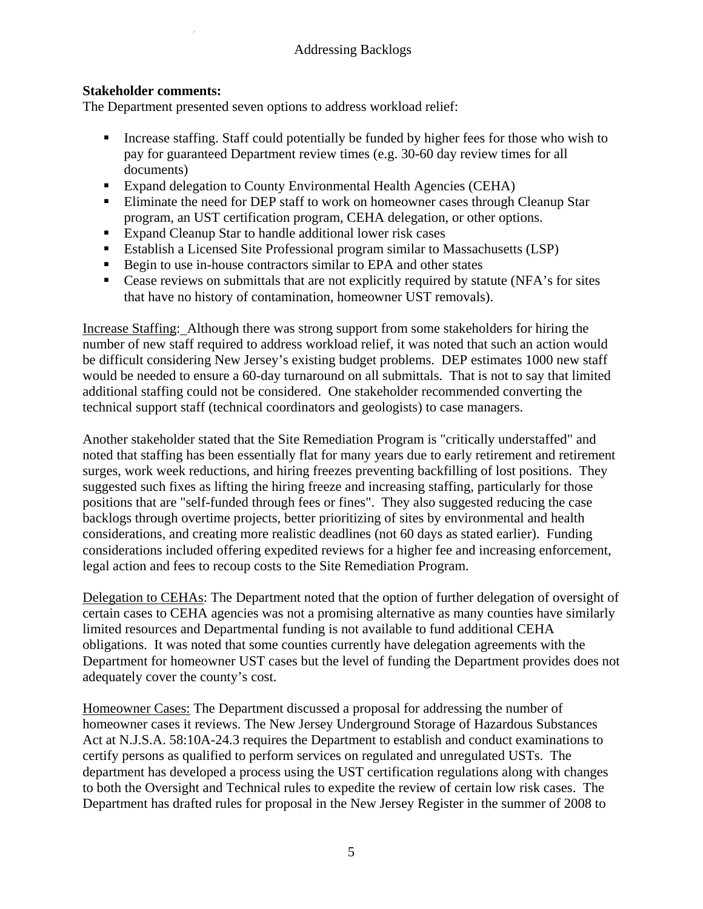Addressing Backlogs

**Stakeholder comments:**

The Department presented seven options to address workload relief:

- Increase staffing. Staff could potentially be funded by higher fees for those who wish to pay for guaranteed Department review times (e.g. 30-60 day review times for all documents)
- Expand delegation to County Environmental Health Agencies (CEHA)
- Eliminate the need for DEP staff to work on homeowner cases through Cleanup Star program, an UST certification program, CEHA delegation, or other options.
- Expand Cleanup Star to handle additional lower risk cases
- Establish a Licensed Site Professional program similar to Massachusetts (LSP)
- Begin to use in-house contractors similar to EPA and other states
- Cease reviews on submittals that are not explicitly required by statute (NFA's for sites that have no history of contamination, homeowner UST removals).

Increase Staffing: Although there was strong support from some stakeholders for hiring the number of new staff required to address workload relief, it was noted that such an action would be difficult considering New Jersey's existing budget problems. DEP estimates 1000 new staff would be needed to ensure a 60-day turnaround on all submittals. That is not to say that limited additional staffing could not be considered. One stakeholder recommended converting the technical support staff (technical coordinators and geologists) to case managers.

Another stakeholder stated that the Site Remediation Program is "critically understaffed" and noted that staffing has been essentially flat for many years due to early retirement and retirement surges, work week reductions, and hiring freezes preventing backfilling of lost positions. They suggested such fixes as lifting the hiring freeze and increasing staffing, particularly for those positions that are "self-funded through fees or fines". They also suggested reducing the case backlogs through overtime projects, better prioritizing of sites by environmental and health considerations, and creating more realistic deadlines (not 60 days as stated earlier). Funding considerations included offering expedited reviews for a higher fee and increasing enforcement, legal action and fees to recoup costs to the Site Remediation Program.

Delegation to CEHAs: The Department noted that the option of further delegation of oversight of certain cases to CEHA agencies was not a promising alternative as many counties have similarly limited resources and Departmental funding is not available to fund additional CEHA obligations. It was noted that some counties currently have delegation agreements with the Department for homeowner UST cases but the level of funding the Department provides does not adequately cover the county's cost.

Homeowner Cases: The Department discussed a proposal for addressing the number of homeowner cases it reviews. The New Jersey Underground Storage of Hazardous Substances Act at N.J.S.A. 58:10A-24.3 requires the Department to establish and conduct examinations to certify persons as qualified to perform services on regulated and unregulated USTs. The department has developed a process using the UST certification regulations along with changes to both the Oversight and Technical rules to expedite the review of certain low risk cases. The Department has drafted rules for proposal in the New Jersey Register in the summer of 2008 to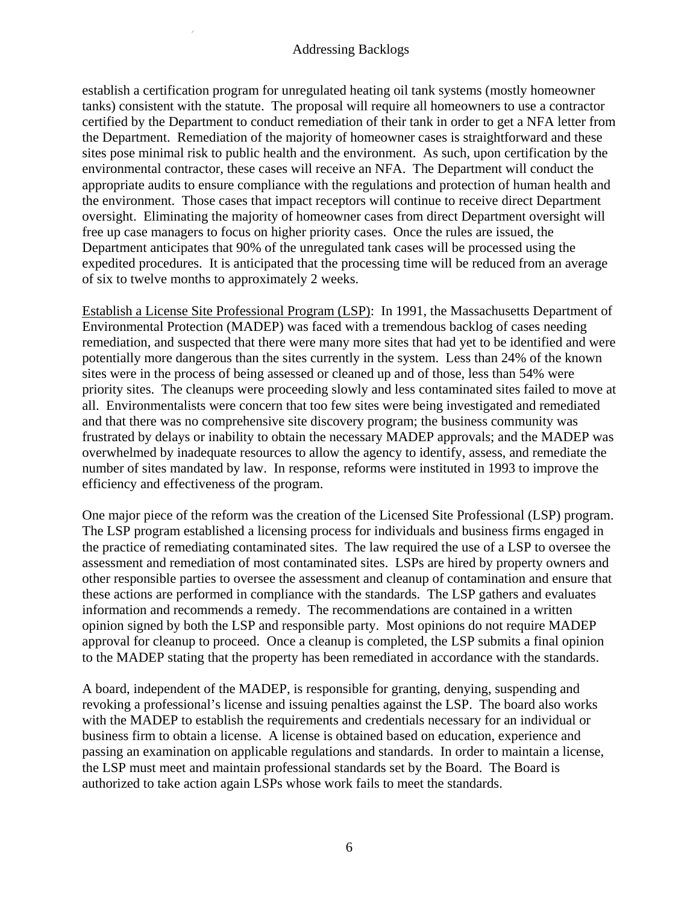establish a certification program for unregulated heating oil tank systems (mostly homeowner tanks) consistent with the statute. The proposal will require all homeowners to use a contractor certified by the Department to conduct remediation of their tank in order to get a NFA letter from the Department. Remediation of the majority of homeowner cases is straightforward and these sites pose minimal risk to public health and the environment. As such, upon certification by the environmental contractor, these cases will receive an NFA. The Department will conduct the appropriate audits to ensure compliance with the regulations and protection of human health and the environment. Those cases that impact receptors will continue to receive direct Department oversight. Eliminating the majority of homeowner cases from direct Department oversight will free up case managers to focus on higher priority cases. Once the rules are issued, the Department anticipates that 90% of the unregulated tank cases will be processed using the expedited procedures. It is anticipated that the processing time will be reduced from an average of six to twelve months to approximately 2 weeks.

<u>Establish a License Site Professional Program (LSP)</u>: In 1991, the Massachusetts Department of Environmental Protection (MADEP) was faced with a tremendous backlog of cases needing remediation, and suspected that there were many more sites that had yet to be identified and were potentially more dangerous than the sites currently in the system. Less than 24% of the known sites were in the process of being assessed or cleaned up and of those, less than 54% were priority sites. The cleanups were proceeding slowly and less contaminated sites failed to move at all. Environmentalists were concern that too few sites were being investigated and remediated and that there was no comprehensive site discovery program; the business community was frustrated by delays or inability to obtain the necessary MADEP approvals; and the MADEP was overwhelmed by inadequate resources to allow the agency to identify, assess, and remediate the number of sites mandated by law. In response, reforms were instituted in 1993 to improve the efficiency and effectiveness of the program.

One major piece of the reform was the creation of the Licensed Site Professional (LSP) program. The LSP program established a licensing process for individuals and business firms engaged in the practice of remediating contaminated sites. The law required the use of a LSP to oversee the assessment and remediation of most contaminated sites. LSPs are hired by property owners and other responsible parties to oversee the assessment and cleanup of contamination and ensure that these actions are performed in compliance with the standards. The LSP gathers and evaluates information and recommends a remedy. The recommendations are contained in a written opinion signed by both the LSP and responsible party. Most opinions do not require MADEP approval for cleanup to proceed. Once a cleanup is completed, the LSP submits a final opinion to the MADEP stating that the property has been remediated in accordance with the standards.

A board, independent of the MADEP, is responsible for granting, denying, suspending and revoking a professional's license and issuing penalties against the LSP. The board also works with the MADEP to establish the requirements and credentials necessary for an individual or business firm to obtain a license. A license is obtained based on education, experience and passing an examination on applicable regulations and standards. In order to maintain a license, the LSP must meet and maintain professional standards set by the Board. The Board is authorized to take action again LSPs whose work fails to meet the standards.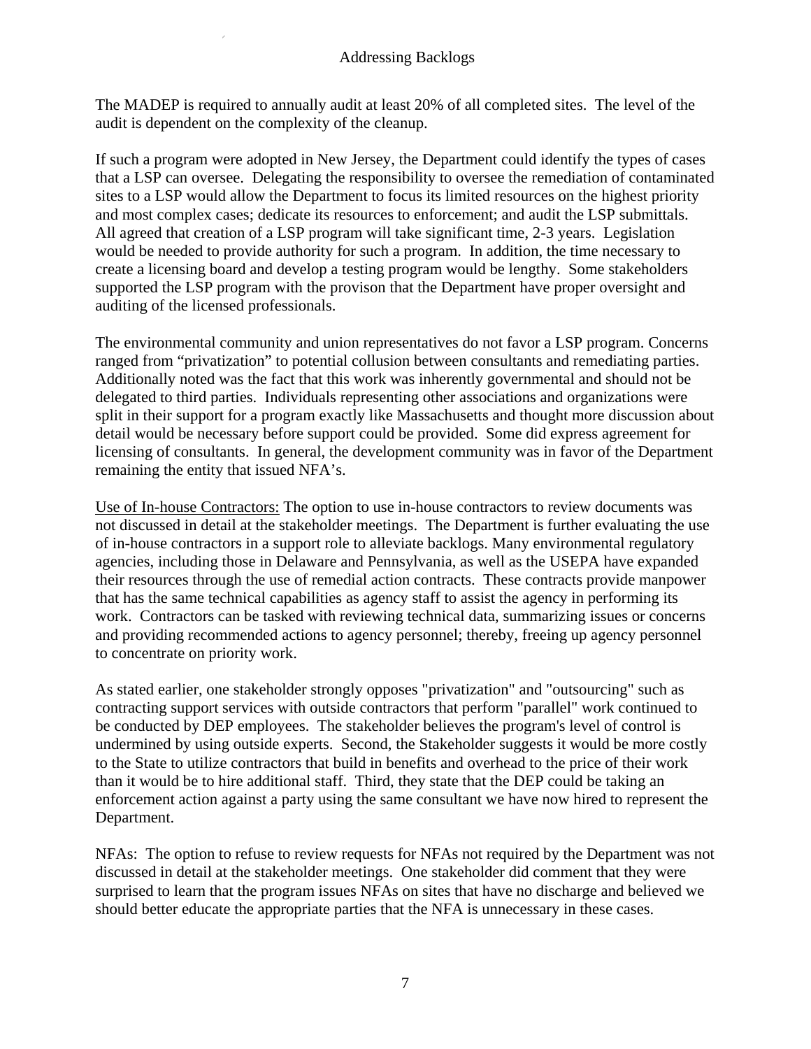The MADEP is required to annually audit at least 20% of all completed sites. The level of the audit is dependent on the complexity of the cleanup.

If such a program were adopted in New Jersey, the Department could identify the types of cases that a LSP can oversee. Delegating the responsibility to oversee the remediation of contaminated sites to a LSP would allow the Department to focus its limited resources on the highest priority and most complex cases; dedicate its resources to enforcement; and audit the LSP submittals. All agreed that creation of a LSP program will take significant time, 2-3 years. Legislation would be needed to provide authority for such a program. In addition, the time necessary to create a licensing board and develop a testing program would be lengthy. Some stakeholders supported the LSP program with the provison that the Department have proper oversight and auditing of the licensed professionals.

The environmental community and union representatives do not favor a LSP program. Concerns ranged from "privatization" to potential collusion between consultants and remediating parties. Additionally noted was the fact that this work was inherently governmental and should not be delegated to third parties. Individuals representing other associations and organizations were split in their support for a program exactly like Massachusetts and thought more discussion about detail would be necessary before support could be provided. Some did express agreement for licensing of consultants. In general, the development community was in favor of the Department remaining the entity that issued NFA's.

<u>Use of In-house Contractors:</u> The option to use in-house contractors to review documents was not discussed in detail at the stakeholder meetings. The Department is further evaluating the use of in-house contractors in a support role to alleviate backlogs. Many environmental regulatory agencies, including those in Delaware and Pennsylvania, as well as the USEPA have expanded their resources through the use of remedial action contracts. These contracts provide manpower that has the same technical capabilities as agency staff to assist the agency in performing its work. Contractors can be tasked with reviewing technical data, summarizing issues or concerns and providing recommended actions to agency personnel; thereby, freeing up agency personnel to concentrate on priority work.

As stated earlier, one stakeholder strongly opposes "privatization" and "outsourcing" such as contracting support services with outside contractors that perform "parallel" work continued to be conducted by DEP employees. The stakeholder believes the program's level of control is undermined by using outside experts. Second, the Stakeholder suggests it would be more costly to the State to utilize contractors that build in benefits and overhead to the price of their work than it would be to hire additional staff. Third, they state that the DEP could be taking an enforcement action against a party using the same consultant we have now hired to represent the Department.

NFAs: The option to refuse to review requests for NFAs not required by the Department was not discussed in detail at the stakeholder meetings. One stakeholder did comment that they were surprised to learn that the program issues NFAs on sites that have no discharge and believed we should better educate the appropriate parties that the NFA is unnecessary in these cases.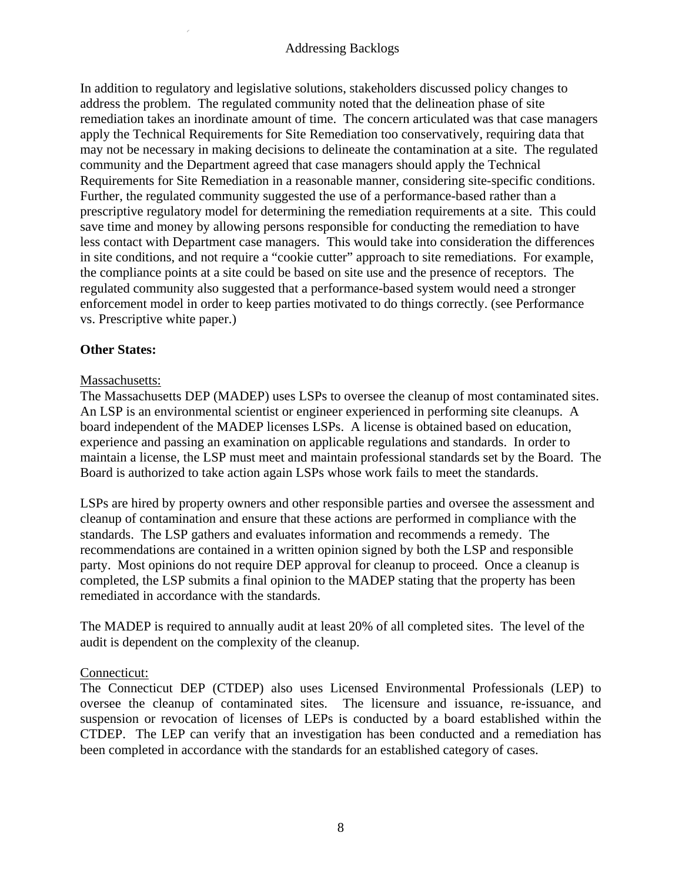## Addressing Backlogs

In addition to regulatory and legislative solutions, stakeholders discussed policy changes to address the problem. The regulated community noted that the delineation phase of site remediation takes an inordinate amount of time. The concern articulated was that case managers apply the Technical Requirements for Site Remediation too conservatively, requiring data that may not be necessary in making decisions to delineate the contamination at a site. The regulated community and the Department agreed that case managers should apply the Technical Requirements for Site Remediation in a reasonable manner, considering site-specific conditions. Further, the regulated community suggested the use of a performance-based rather than a prescriptive regulatory model for determining the remediation requirements at a site. This could save time and money by allowing persons responsible for conducting the remediation to have less contact with Department case managers. This would take into consideration the differences in site conditions, and not require a "cookie cutter" approach to site remediations. For example, the compliance points at a site could be based on site use and the presence of receptors. The regulated community also suggested that a performance-based system would need a stronger enforcement model in order to keep parties motivated to do things correctly. (see Performance vs. Prescriptive white paper.)

**Other States:**

Massachusetts:
The Massachusetts DEP (MADEP) uses LSPs to oversee the cleanup of most contaminated sites. An LSP is an environmental scientist or engineer experienced in performing site cleanups. A board independent of the MADEP licenses LSPs. A license is obtained based on education, experience and passing an examination on applicable regulations and standards. In order to maintain a license, the LSP must meet and maintain professional standards set by the Board. The Board is authorized to take action again LSPs whose work fails to meet the standards.

LSPs are hired by property owners and other responsible parties and oversee the assessment and cleanup of contamination and ensure that these actions are performed in compliance with the standards. The LSP gathers and evaluates information and recommends a remedy. The recommendations are contained in a written opinion signed by both the LSP and responsible party. Most opinions do not require DEP approval for cleanup to proceed. Once a cleanup is completed, the LSP submits a final opinion to the MADEP stating that the property has been remediated in accordance with the standards.

The MADEP is required to annually audit at least 20% of all completed sites. The level of the audit is dependent on the complexity of the cleanup.

Connecticut:
The Connecticut DEP (CTDEP) also uses Licensed Environmental Professionals (LEP) to oversee the cleanup of contaminated sites. The licensure and issuance, re-issuance, and suspension or revocation of licenses of LEPs is conducted by a board established within the CTDEP. The LEP can verify that an investigation has been conducted and a remediation has been completed in accordance with the standards for an established category of cases.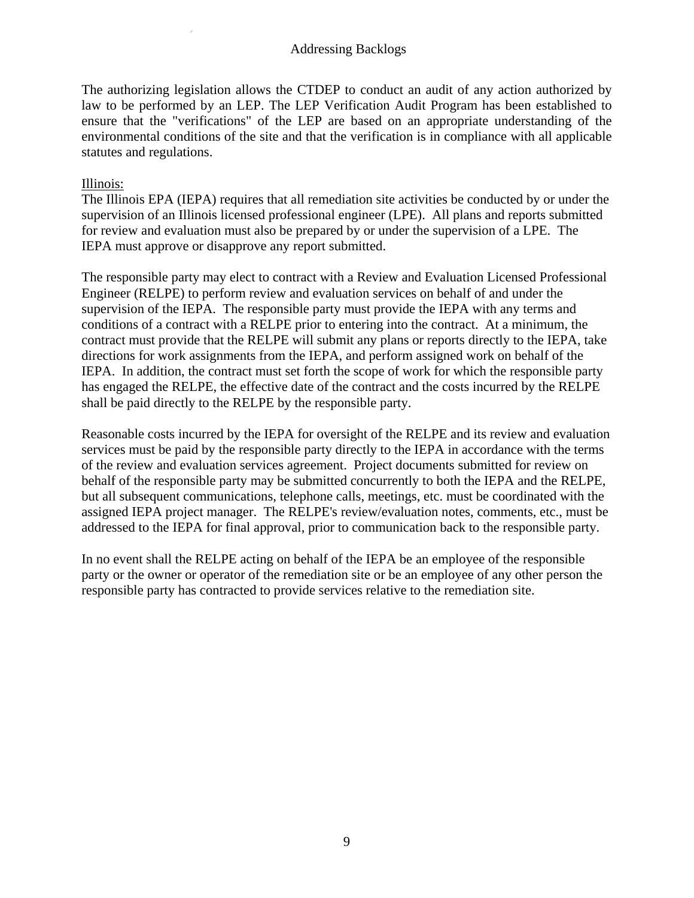The authorizing legislation allows the CTDEP to conduct an audit of any action authorized by law to be performed by an LEP. The LEP Verification Audit Program has been established to ensure that the "verifications" of the LEP are based on an appropriate understanding of the environmental conditions of the site and that the verification is in compliance with all applicable statutes and regulations.

Illinois:

The Illinois EPA (IEPA) requires that all remediation site activities be conducted by or under the supervision of an Illinois licensed professional engineer (LPE). All plans and reports submitted for review and evaluation must also be prepared by or under the supervision of a LPE. The IEPA must approve or disapprove any report submitted.

The responsible party may elect to contract with a Review and Evaluation Licensed Professional Engineer (RELPE) to perform review and evaluation services on behalf of and under the supervision of the IEPA. The responsible party must provide the IEPA with any terms and conditions of a contract with a RELPE prior to entering into the contract. At a minimum, the contract must provide that the RELPE will submit any plans or reports directly to the IEPA, take directions for work assignments from the IEPA, and perform assigned work on behalf of the IEPA. In addition, the contract must set forth the scope of work for which the responsible party has engaged the RELPE, the effective date of the contract and the costs incurred by the RELPE shall be paid directly to the RELPE by the responsible party.

Reasonable costs incurred by the IEPA for oversight of the RELPE and its review and evaluation services must be paid by the responsible party directly to the IEPA in accordance with the terms of the review and evaluation services agreement. Project documents submitted for review on behalf of the responsible party may be submitted concurrently to both the IEPA and the RELPE, but all subsequent communications, telephone calls, meetings, etc. must be coordinated with the assigned IEPA project manager. The RELPE's review/evaluation notes, comments, etc., must be addressed to the IEPA for final approval, prior to communication back to the responsible party.

In no event shall the RELPE acting on behalf of the IEPA be an employee of the responsible party or the owner or operator of the remediation site or be an employee of any other person the responsible party has contracted to provide services relative to the remediation site.